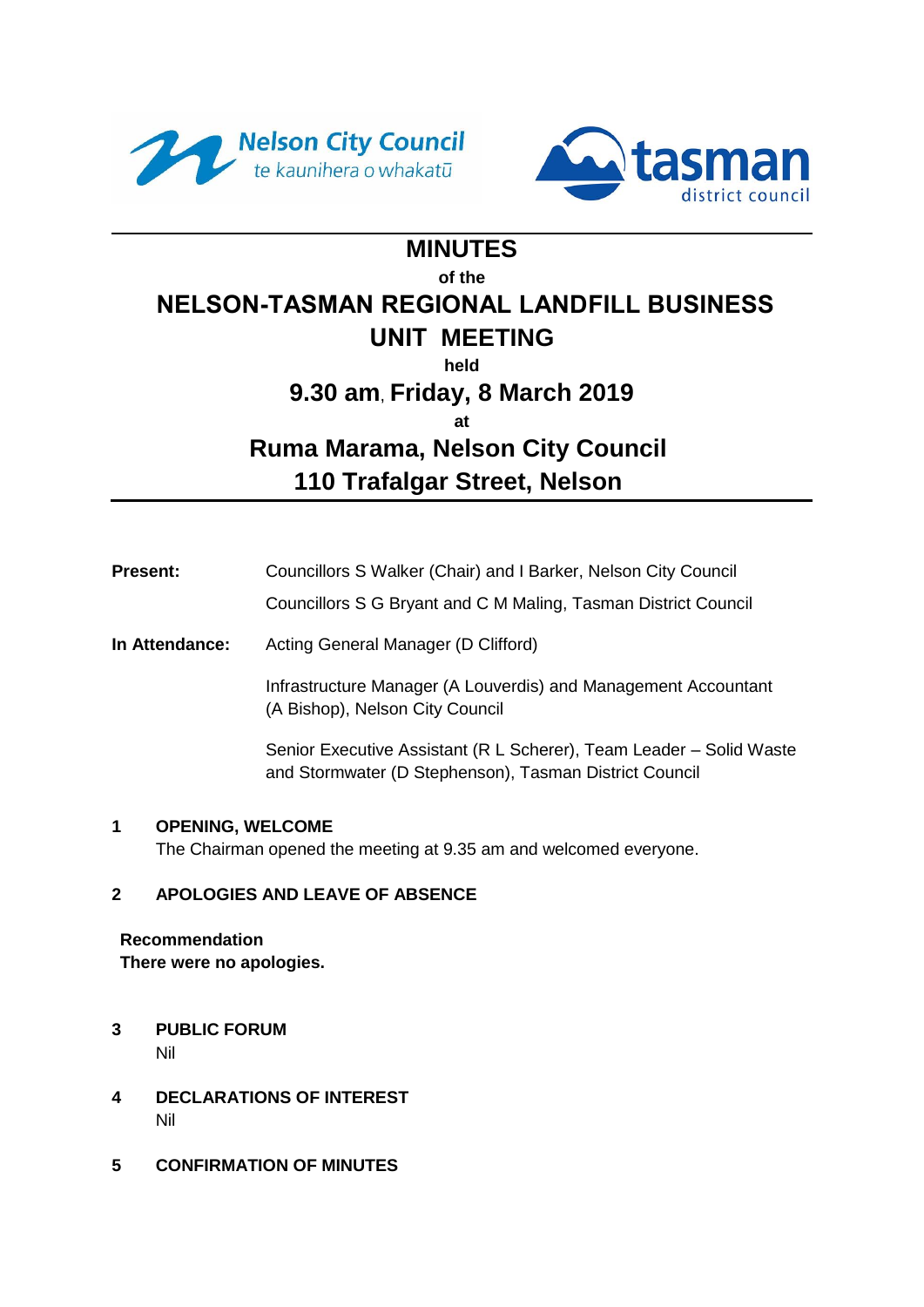Nelson City Council
te kaunihera o whakatū

tasman
district council

# MINUTES

of the

# NELSON-TASMAN REGIONAL LANDFILL BUSINESS UNIT MEETING

held

## 9.30 am, Friday, 8 March 2019

at

## Ruma Marama, Nelson City Council 110 Trafalgar Street, Nelson

**Present:** Councillors S Walker (Chair) and I Barker, Nelson City Council

Councillors S G Bryant and C M Maling, Tasman District Council

**In Attendance:** Acting General Manager (D Clifford)

Infrastructure Manager (A Louverdis) and Management Accountant (A Bishop), Nelson City Council

Senior Executive Assistant (R L Scherer), Team Leader – Solid Waste and Stormwater (D Stephenson), Tasman District Council

## 1 OPENING, WELCOME

The Chairman opened the meeting at 9.35 am and welcomed everyone.

## 2 APOLOGIES AND LEAVE OF ABSENCE

**Recommendation**

**There were no apologies.**

## 3 PUBLIC FORUM

Nil

## 4 DECLARATIONS OF INTEREST

Nil

## 5 CONFIRMATION OF MINUTES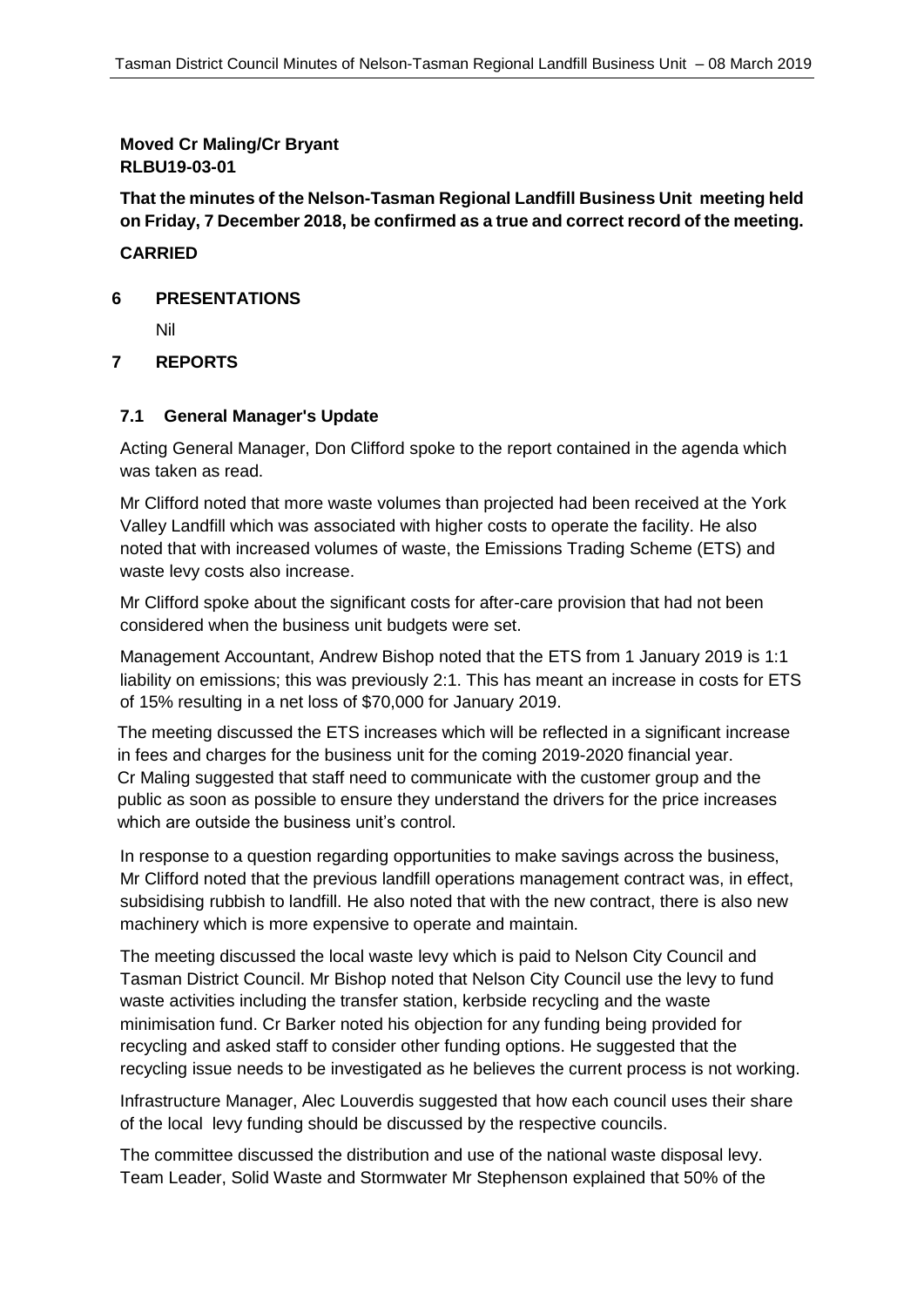**Moved Cr Maling/Cr Bryant**
**RLBU19-03-01**

**That the minutes of the Nelson-Tasman Regional Landfill Business Unit meeting held on Friday, 7 December 2018, be confirmed as a true and correct record of the meeting.**

**CARRIED**

## 6 PRESENTATIONS

Nil

## 7 REPORTS

### 7.1 General Manager's Update

Acting General Manager, Don Clifford spoke to the report contained in the agenda which was taken as read.

Mr Clifford noted that more waste volumes than projected had been received at the York Valley Landfill which was associated with higher costs to operate the facility. He also noted that with increased volumes of waste, the Emissions Trading Scheme (ETS) and waste levy costs also increase.

Mr Clifford spoke about the significant costs for after-care provision that had not been considered when the business unit budgets were set.

Management Accountant, Andrew Bishop noted that the ETS from 1 January 2019 is 1:1 liability on emissions; this was previously 2:1. This has meant an increase in costs for ETS of 15% resulting in a net loss of $70,000 for January 2019.

The meeting discussed the ETS increases which will be reflected in a significant increase in fees and charges for the business unit for the coming 2019-2020 financial year. Cr Maling suggested that staff need to communicate with the customer group and the public as soon as possible to ensure they understand the drivers for the price increases which are outside the business unit's control.

In response to a question regarding opportunities to make savings across the business, Mr Clifford noted that the previous landfill operations management contract was, in effect, subsidising rubbish to landfill. He also noted that with the new contract, there is also new machinery which is more expensive to operate and maintain.

The meeting discussed the local waste levy which is paid to Nelson City Council and Tasman District Council. Mr Bishop noted that Nelson City Council use the levy to fund waste activities including the transfer station, kerbside recycling and the waste minimisation fund. Cr Barker noted his objection for any funding being provided for recycling and asked staff to consider other funding options. He suggested that the recycling issue needs to be investigated as he believes the current process is not working.

Infrastructure Manager, Alec Louverdis suggested that how each council uses their share of the local levy funding should be discussed by the respective councils.

The committee discussed the distribution and use of the national waste disposal levy. Team Leader, Solid Waste and Stormwater Mr Stephenson explained that 50% of the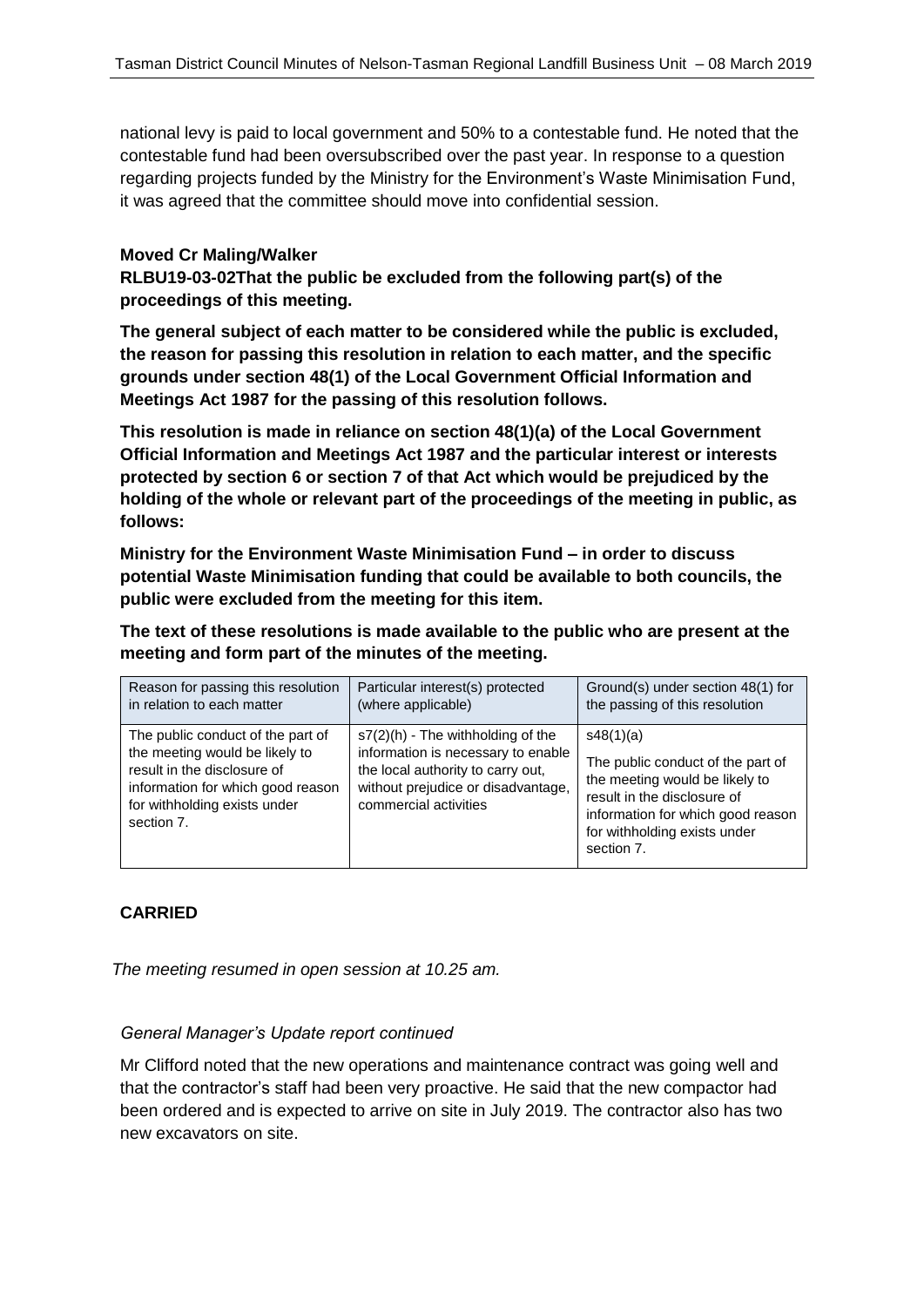national levy is paid to local government and 50% to a contestable fund. He noted that the contestable fund had been oversubscribed over the past year. In response to a question regarding projects funded by the Ministry for the Environment's Waste Minimisation Fund, it was agreed that the committee should move into confidential session.

**Moved Cr Maling/Walker**
**RLBU19-03-02That the public be excluded from the following part(s) of the proceedings of this meeting.**

**The general subject of each matter to be considered while the public is excluded, the reason for passing this resolution in relation to each matter, and the specific grounds under section 48(1) of the Local Government Official Information and Meetings Act 1987 for the passing of this resolution follows.**

**This resolution is made in reliance on section 48(1)(a) of the Local Government Official Information and Meetings Act 1987 and the particular interest or interests protected by section 6 or section 7 of that Act which would be prejudiced by the holding of the whole or relevant part of the proceedings of the meeting in public, as follows:**

**Ministry for the Environment Waste Minimisation Fund – in order to discuss potential Waste Minimisation funding that could be available to both councils, the public were excluded from the meeting for this item.**

**The text of these resolutions is made available to the public who are present at the meeting and form part of the minutes of the meeting.**

| Reason for passing this resolution in relation to each matter | Particular interest(s) protected (where applicable) | Ground(s) under section 48(1) for the passing of this resolution |
|---|---|---|
| The public conduct of the part of the meeting would be likely to result in the disclosure of information for which good reason for withholding exists under section 7. | s7(2)(h) - The withholding of the information is necessary to enable the local authority to carry out, without prejudice or disadvantage, commercial activities | s48(1)(a)<br>The public conduct of the part of the meeting would be likely to result in the disclosure of information for which good reason for withholding exists under section 7. |

**CARRIED**

*The meeting resumed in open session at 10.25 am.*

*General Manager's Update report continued*

Mr Clifford noted that the new operations and maintenance contract was going well and that the contractor's staff had been very proactive. He said that the new compactor had been ordered and is expected to arrive on site in July 2019. The contractor also has two new excavators on site.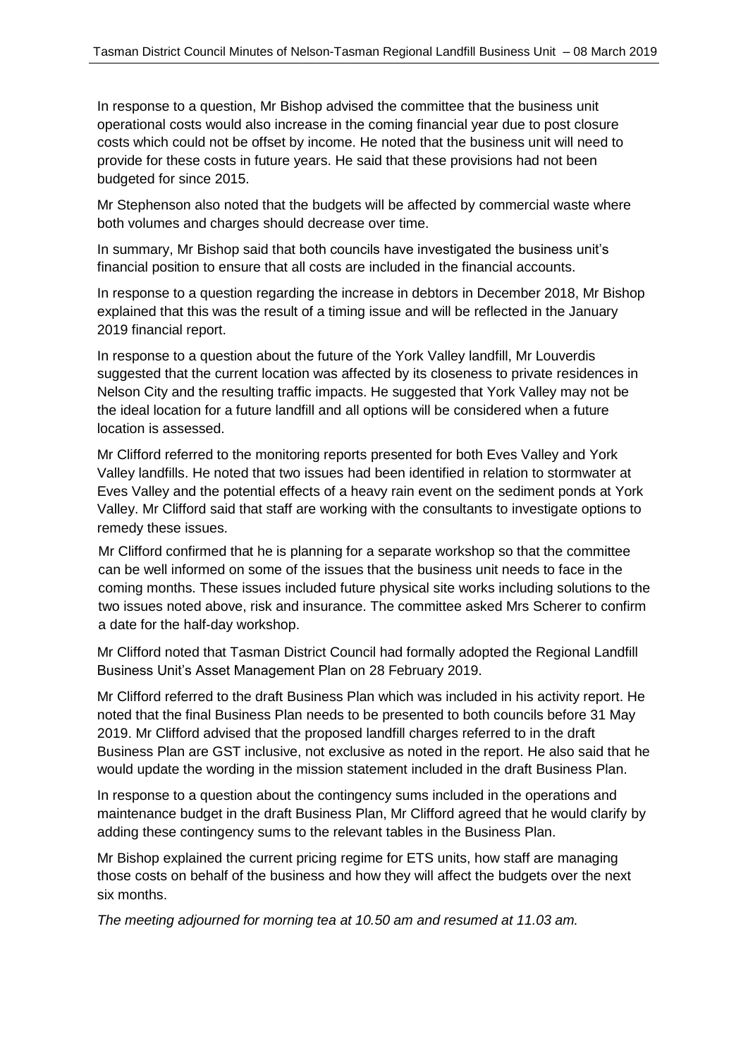In response to a question, Mr Bishop advised the committee that the business unit operational costs would also increase in the coming financial year due to post closure costs which could not be offset by income. He noted that the business unit will need to provide for these costs in future years. He said that these provisions had not been budgeted for since 2015.

Mr Stephenson also noted that the budgets will be affected by commercial waste where both volumes and charges should decrease over time.

In summary, Mr Bishop said that both councils have investigated the business unit's financial position to ensure that all costs are included in the financial accounts.

In response to a question regarding the increase in debtors in December 2018, Mr Bishop explained that this was the result of a timing issue and will be reflected in the January 2019 financial report.

In response to a question about the future of the York Valley landfill, Mr Louverdis suggested that the current location was affected by its closeness to private residences in Nelson City and the resulting traffic impacts. He suggested that York Valley may not be the ideal location for a future landfill and all options will be considered when a future location is assessed.

Mr Clifford referred to the monitoring reports presented for both Eves Valley and York Valley landfills. He noted that two issues had been identified in relation to stormwater at Eves Valley and the potential effects of a heavy rain event on the sediment ponds at York Valley. Mr Clifford said that staff are working with the consultants to investigate options to remedy these issues.

Mr Clifford confirmed that he is planning for a separate workshop so that the committee can be well informed on some of the issues that the business unit needs to face in the coming months. These issues included future physical site works including solutions to the two issues noted above, risk and insurance. The committee asked Mrs Scherer to confirm a date for the half-day workshop.

Mr Clifford noted that Tasman District Council had formally adopted the Regional Landfill Business Unit's Asset Management Plan on 28 February 2019.

Mr Clifford referred to the draft Business Plan which was included in his activity report. He noted that the final Business Plan needs to be presented to both councils before 31 May 2019. Mr Clifford advised that the proposed landfill charges referred to in the draft Business Plan are GST inclusive, not exclusive as noted in the report. He also said that he would update the wording in the mission statement included in the draft Business Plan.

In response to a question about the contingency sums included in the operations and maintenance budget in the draft Business Plan, Mr Clifford agreed that he would clarify by adding these contingency sums to the relevant tables in the Business Plan.

Mr Bishop explained the current pricing regime for ETS units, how staff are managing those costs on behalf of the business and how they will affect the budgets over the next six months.

*The meeting adjourned for morning tea at 10.50 am and resumed at 11.03 am.*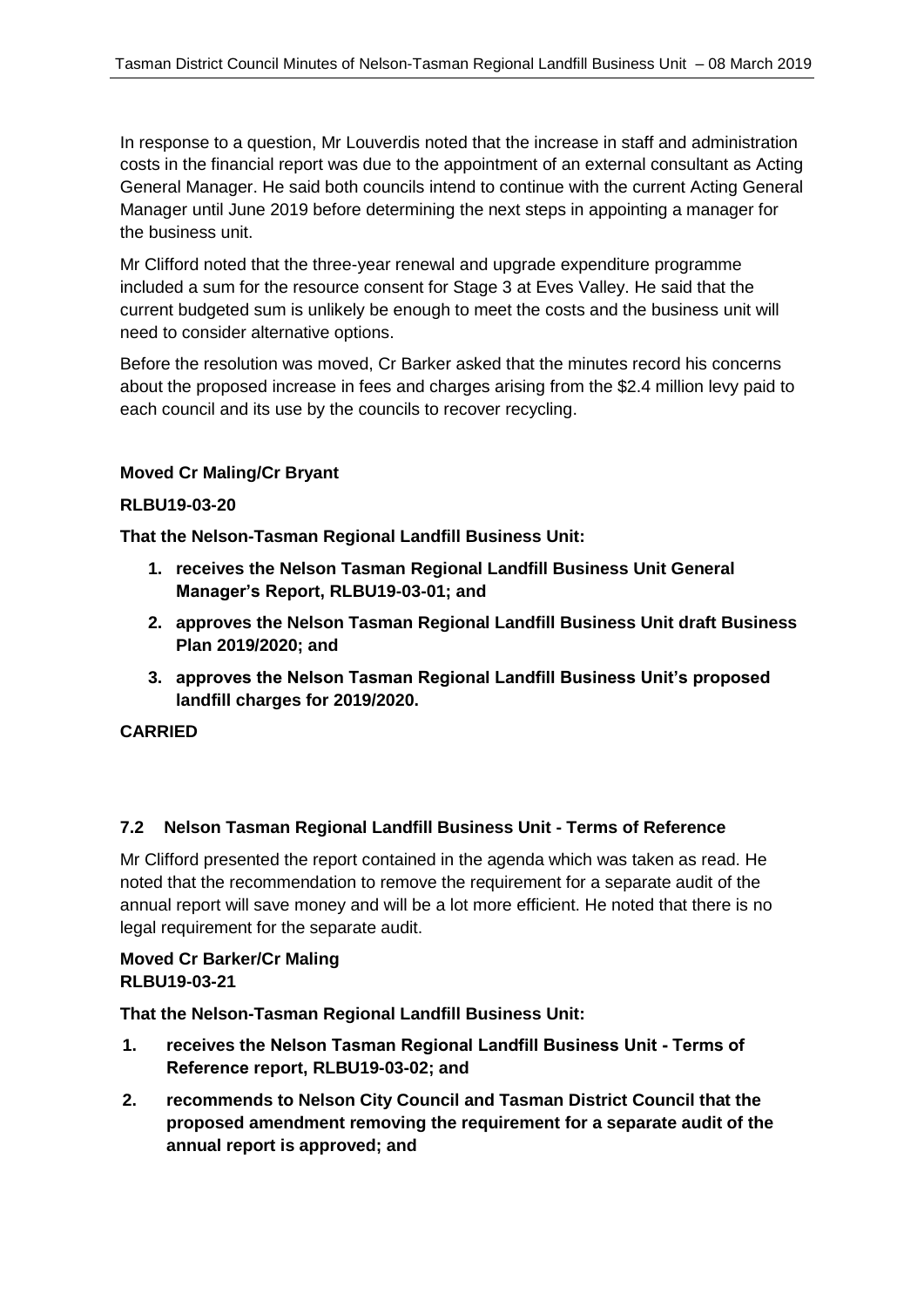In response to a question, Mr Louverdis noted that the increase in staff and administration costs in the financial report was due to the appointment of an external consultant as Acting General Manager. He said both councils intend to continue with the current Acting General Manager until June 2019 before determining the next steps in appointing a manager for the business unit.

Mr Clifford noted that the three-year renewal and upgrade expenditure programme included a sum for the resource consent for Stage 3 at Eves Valley. He said that the current budgeted sum is unlikely be enough to meet the costs and the business unit will need to consider alternative options.

Before the resolution was moved, Cr Barker asked that the minutes record his concerns about the proposed increase in fees and charges arising from the $2.4 million levy paid to each council and its use by the councils to recover recycling.

**Moved Cr Maling/Cr Bryant**

**RLBU19-03-20**

**That the Nelson-Tasman Regional Landfill Business Unit:**

1. **receives the Nelson Tasman Regional Landfill Business Unit General Manager's Report, RLBU19-03-01; and**
2. **approves the Nelson Tasman Regional Landfill Business Unit draft Business Plan 2019/2020; and**
3. **approves the Nelson Tasman Regional Landfill Business Unit's proposed landfill charges for 2019/2020.**

**CARRIED**

### 7.2 Nelson Tasman Regional Landfill Business Unit - Terms of Reference

Mr Clifford presented the report contained in the agenda which was taken as read. He noted that the recommendation to remove the requirement for a separate audit of the annual report will save money and will be a lot more efficient. He noted that there is no legal requirement for the separate audit.

**Moved Cr Barker/Cr Maling**
**RLBU19-03-21**

**That the Nelson-Tasman Regional Landfill Business Unit:**

1. **receives the Nelson Tasman Regional Landfill Business Unit - Terms of Reference report, RLBU19-03-02; and**
2. **recommends to Nelson City Council and Tasman District Council that the proposed amendment removing the requirement for a separate audit of the annual report is approved; and**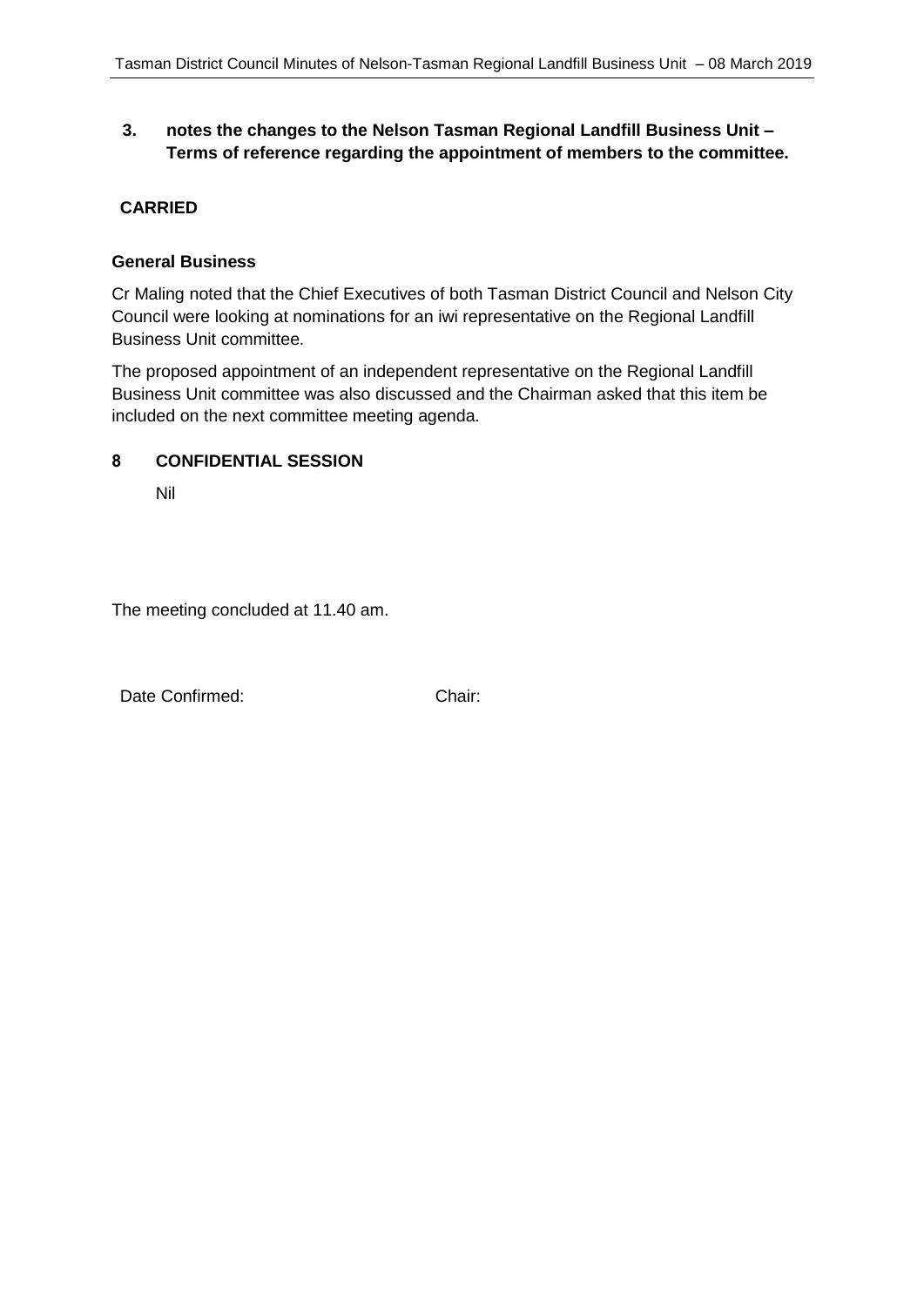**3. notes the changes to the Nelson Tasman Regional Landfill Business Unit – Terms of reference regarding the appointment of members to the committee.**

**CARRIED**

**General Business**

Cr Maling noted that the Chief Executives of both Tasman District Council and Nelson City Council were looking at nominations for an iwi representative on the Regional Landfill Business Unit committee.

The proposed appointment of an independent representative on the Regional Landfill Business Unit committee was also discussed and the Chairman asked that this item be included on the next committee meeting agenda.

## 8 CONFIDENTIAL SESSION

Nil

The meeting concluded at 11.40 am.

Date Confirmed: Chair: